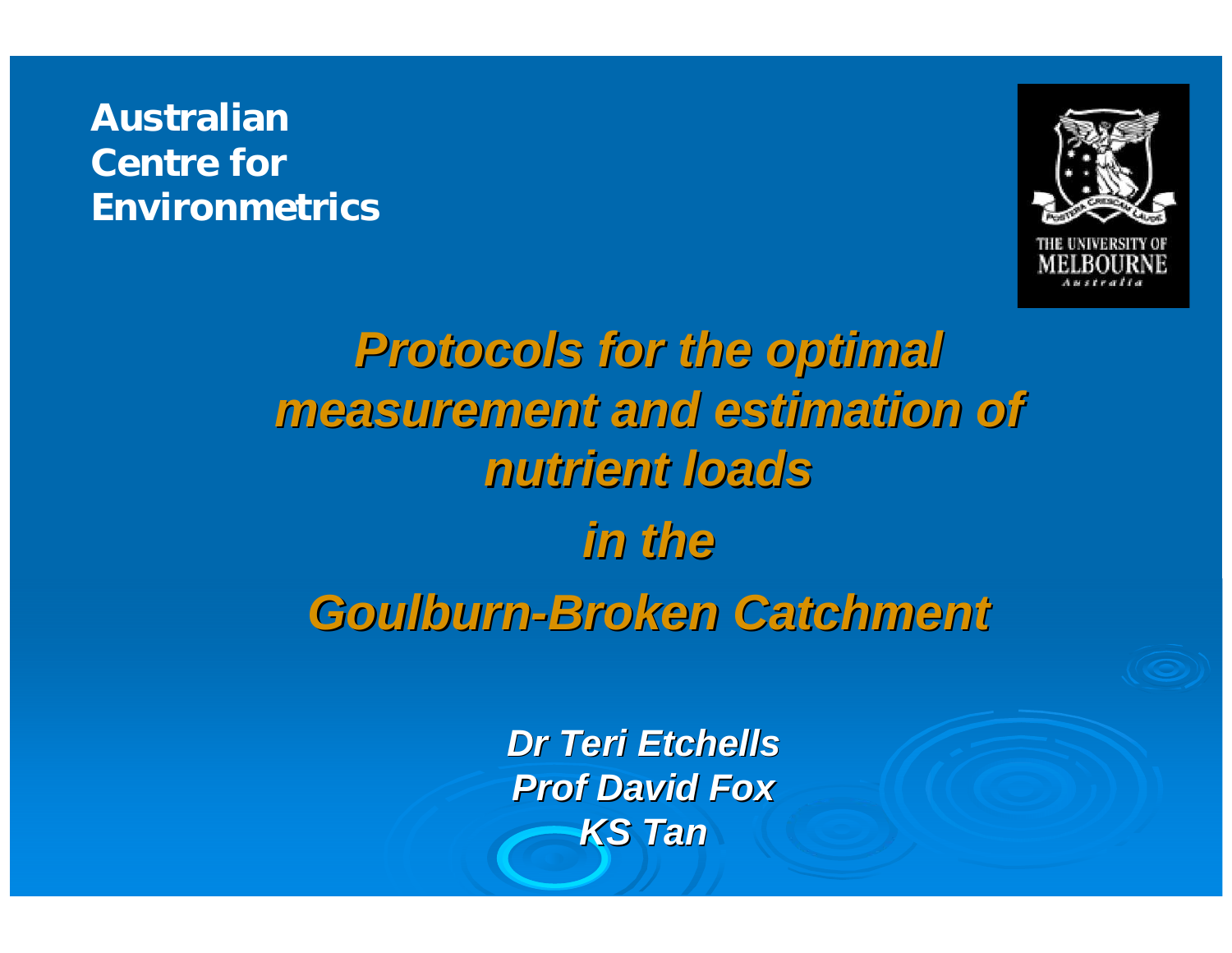**Australian Centre for Environmetrics**

# *Protocols for the optimal measurement and estimation of nutrient loads in the Goulburn-Broken Catchment*

***Dr Teri Etchells***
***Prof David Fox***
***KS Tan***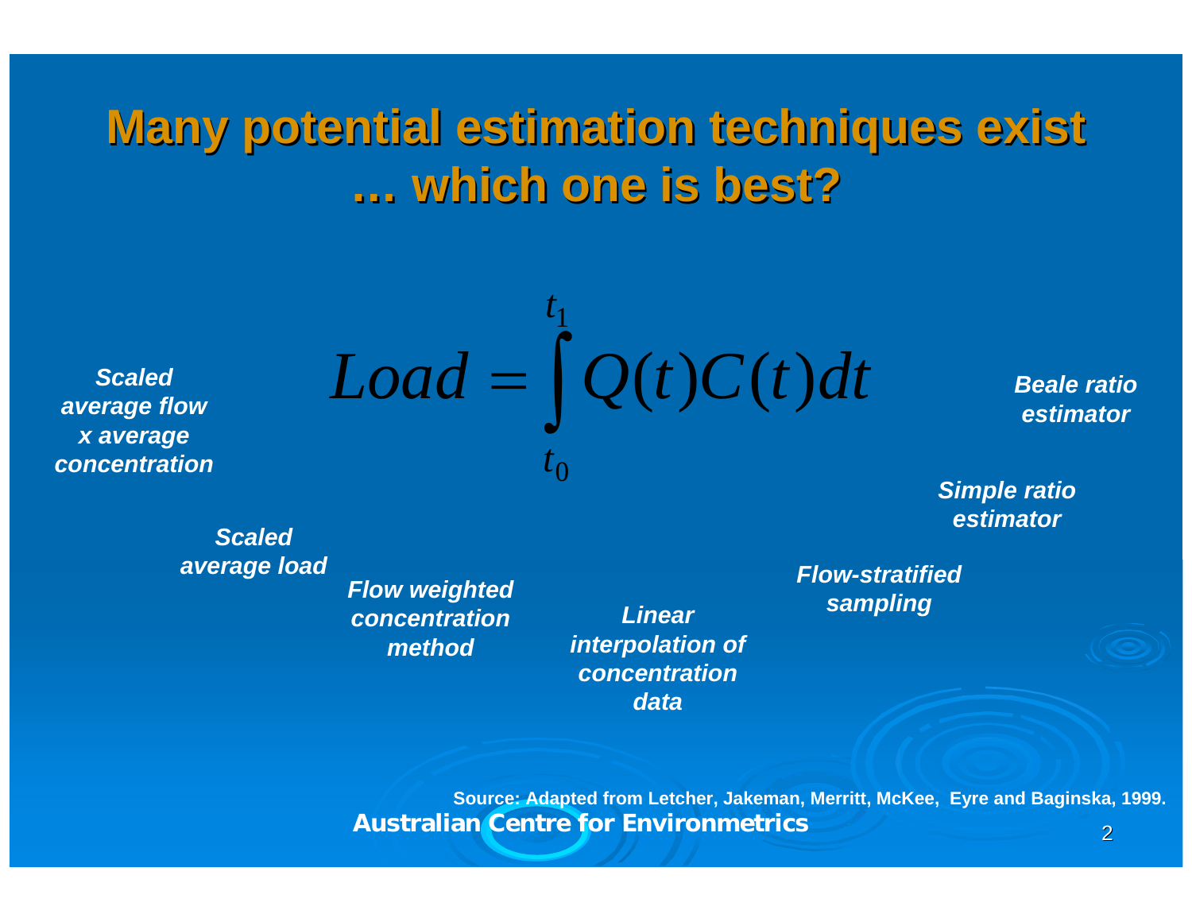# Many potential estimation techniques exist … which one is best?

$$Load = \int_{t_0}^{t_1} Q(t)C(t)dt$$

*Scaled average flow x average concentration*

*Scaled average load*

*Flow weighted concentration method*

*Linear interpolation of concentration data*

*Flow-stratified sampling*

*Simple ratio estimator*

*Beale ratio estimator*

**Source: Adapted from Letcher, Jakeman, Merritt, McKee, Eyre and Baginska, 1999.**

**Australian Centre for Environmetrics**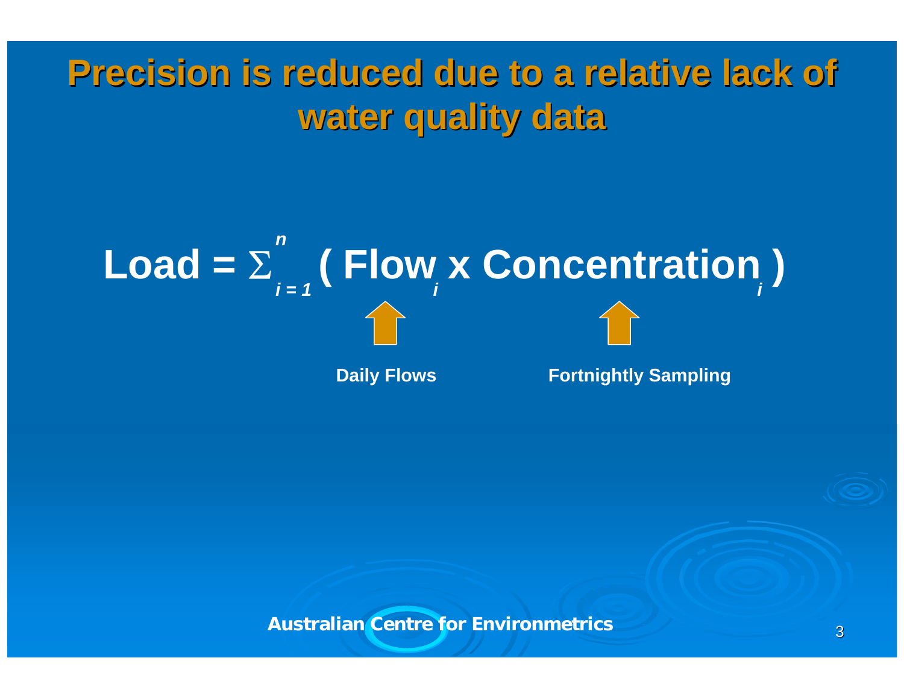# Precision is reduced due to a relative lack of water quality data

$$\text{Load} = \sum_{i=1}^{n} (\text{Flow}_i \times \text{Concentration}_i)$$

**Daily Flows** (Flow) — **Fortnightly Sampling** (Concentration)

**Australian Centre for Environmetrics**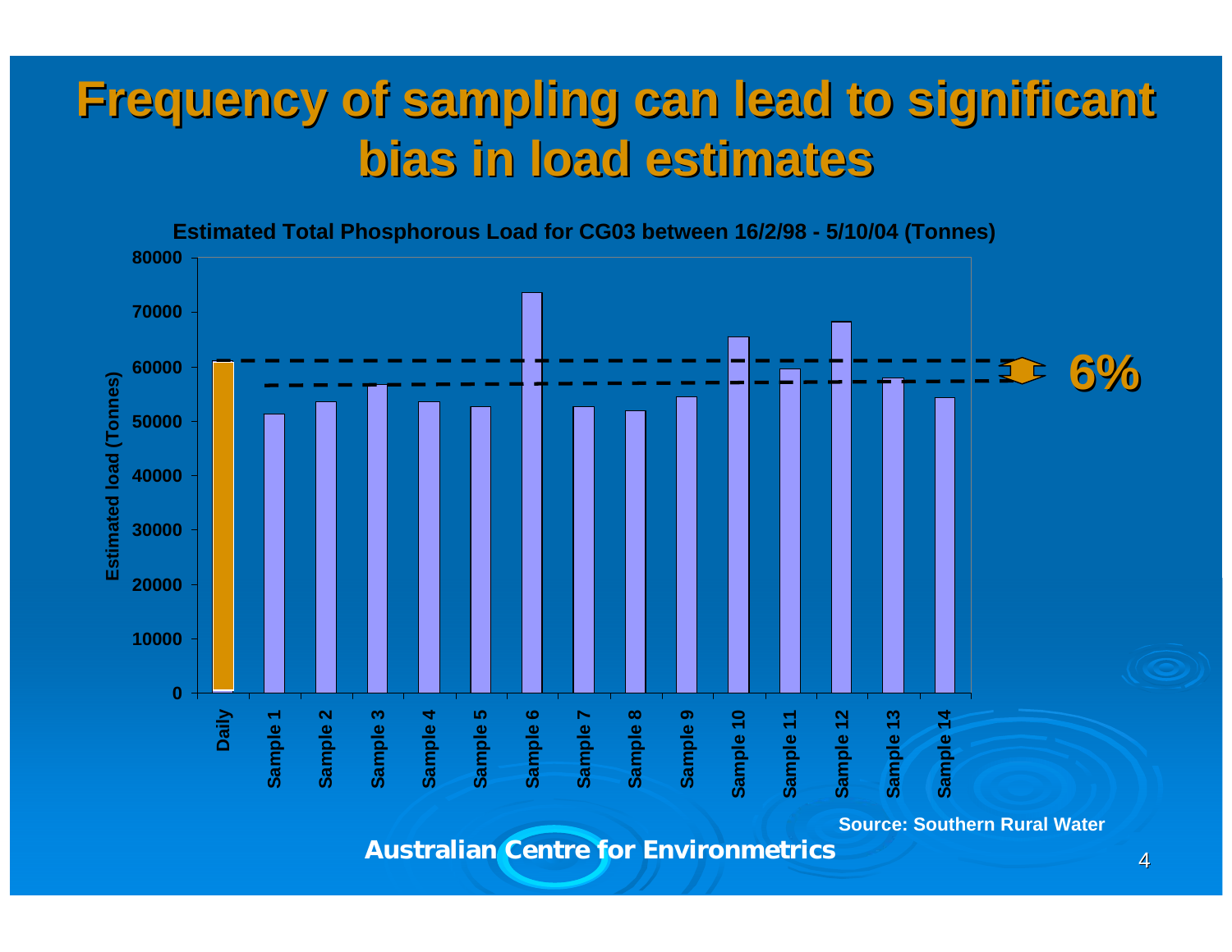# Frequency of sampling can lead to significant bias in load estimates

Estimated Total Phosphorous Load for CG03 between 16/2/98 - 5/10/04 (Tonnes)

6%

Source: Southern Rural Water

Australian Centre for Environmetrics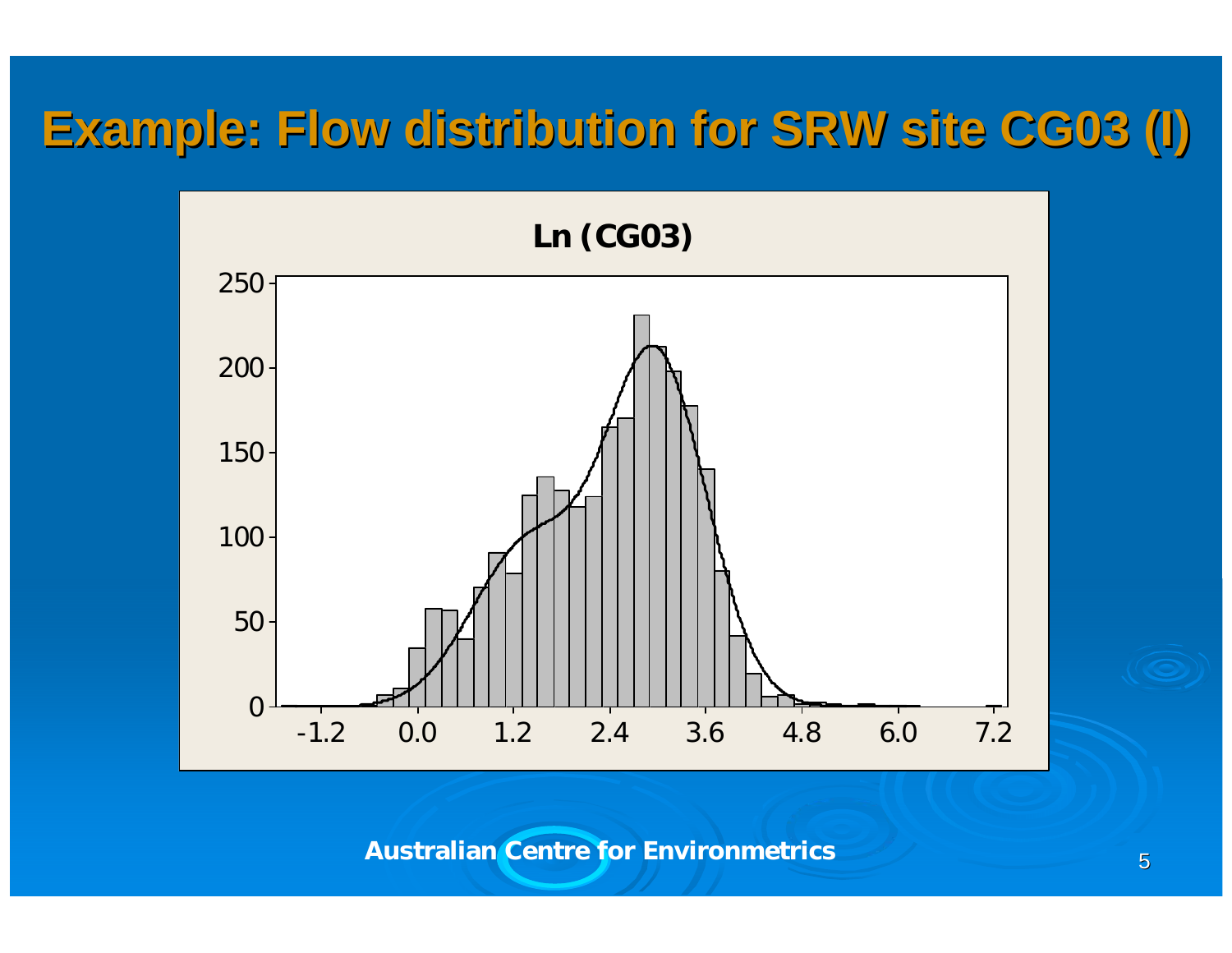# Example: Flow distribution for SRW site CG03 (I)

Ln (CG03)

Australian Centre for Environmetrics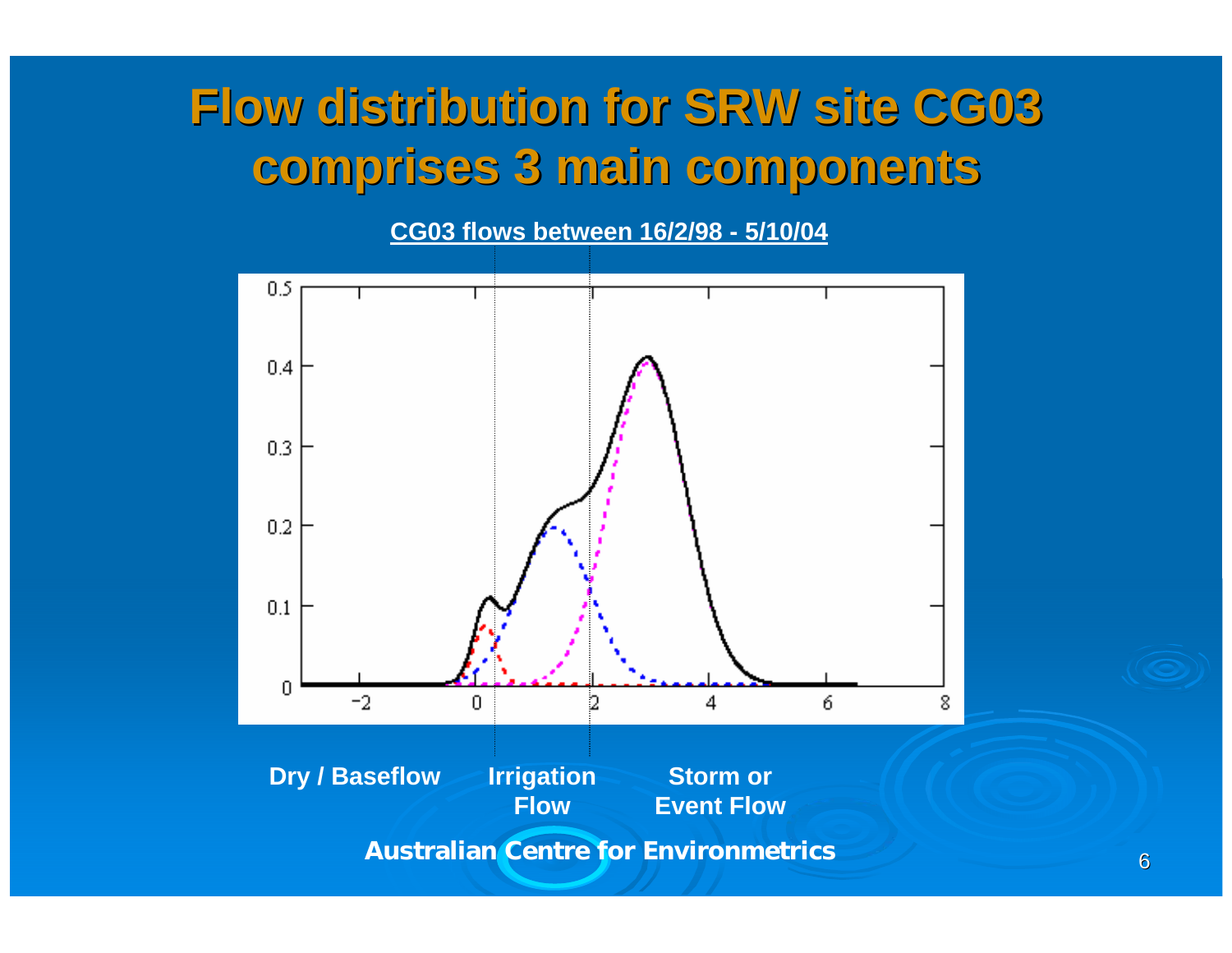# Flow distribution for SRW site CG03 comprises 3 main components

**CG03 flows between 16/2/98 - 5/10/04**

**Dry / Baseflow** | **Irrigation Flow** | **Storm or Event Flow**

**Australian Centre for Environmetrics**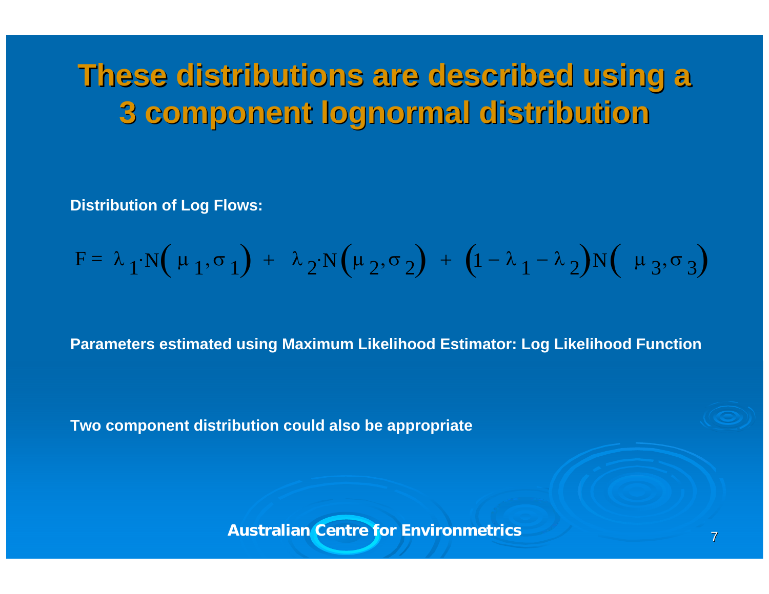# These distributions are described using a 3 component lognormal distribution

**Distribution of Log Flows:**

$$F = \lambda_1 \cdot N(\mu_1, \sigma_1) + \lambda_2 \cdot N(\mu_2, \sigma_2) + (1 - \lambda_1 - \lambda_2) N(\mu_3, \sigma_3)$$

**Parameters estimated using Maximum Likelihood Estimator: Log Likelihood Function**

**Two component distribution could also be appropriate**

**Australian Centre for Environmetrics**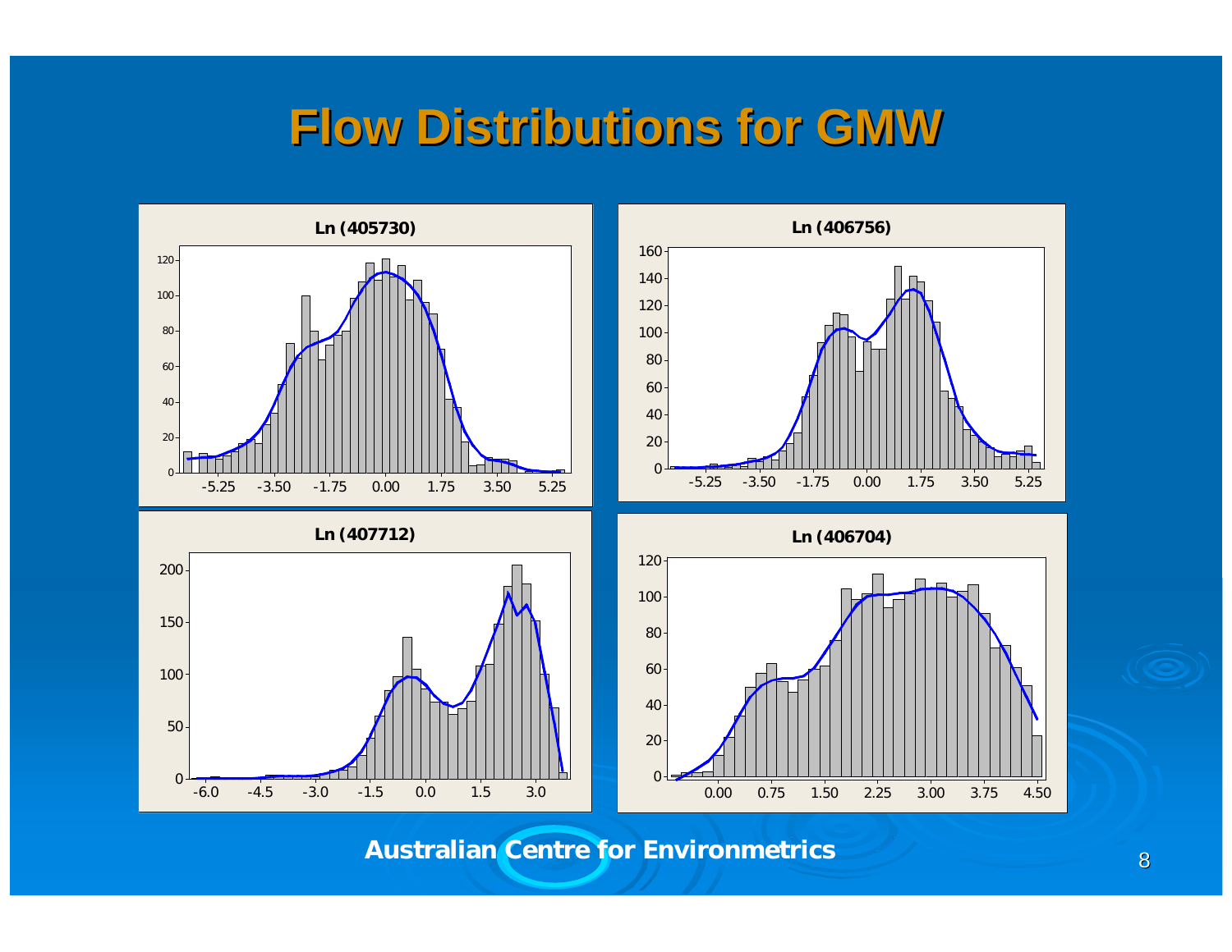# Flow Distributions for GMW

Ln (405730)

Ln (406756)

Ln (407712)

Ln (406704)

Australian Centre for Environmetrics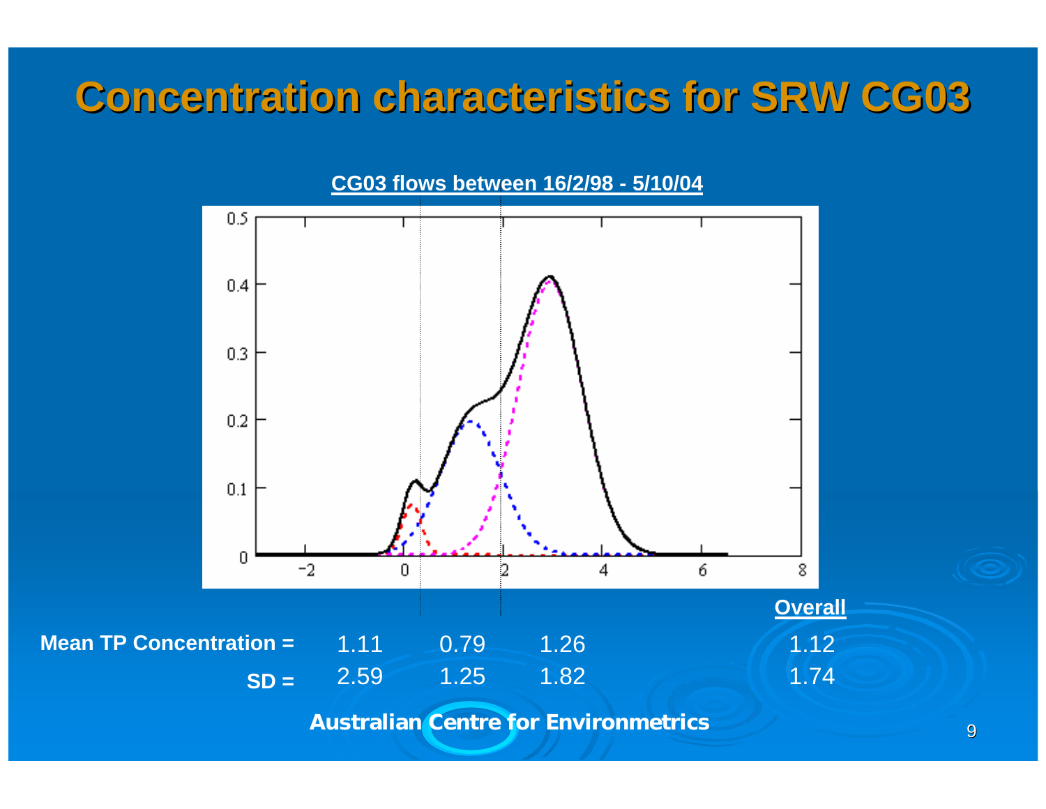# Concentration characteristics for SRW CG03

**CG03 flows between 16/2/98 - 5/10/04**

| | | | | Overall |
|---|---|---|---|---|
| **Mean TP Concentration =** | 1.11 | 0.79 | 1.26 | 1.12 |
| **SD =** | 2.59 | 1.25 | 1.82 | 1.74 |

**Australian Centre for Environmetrics**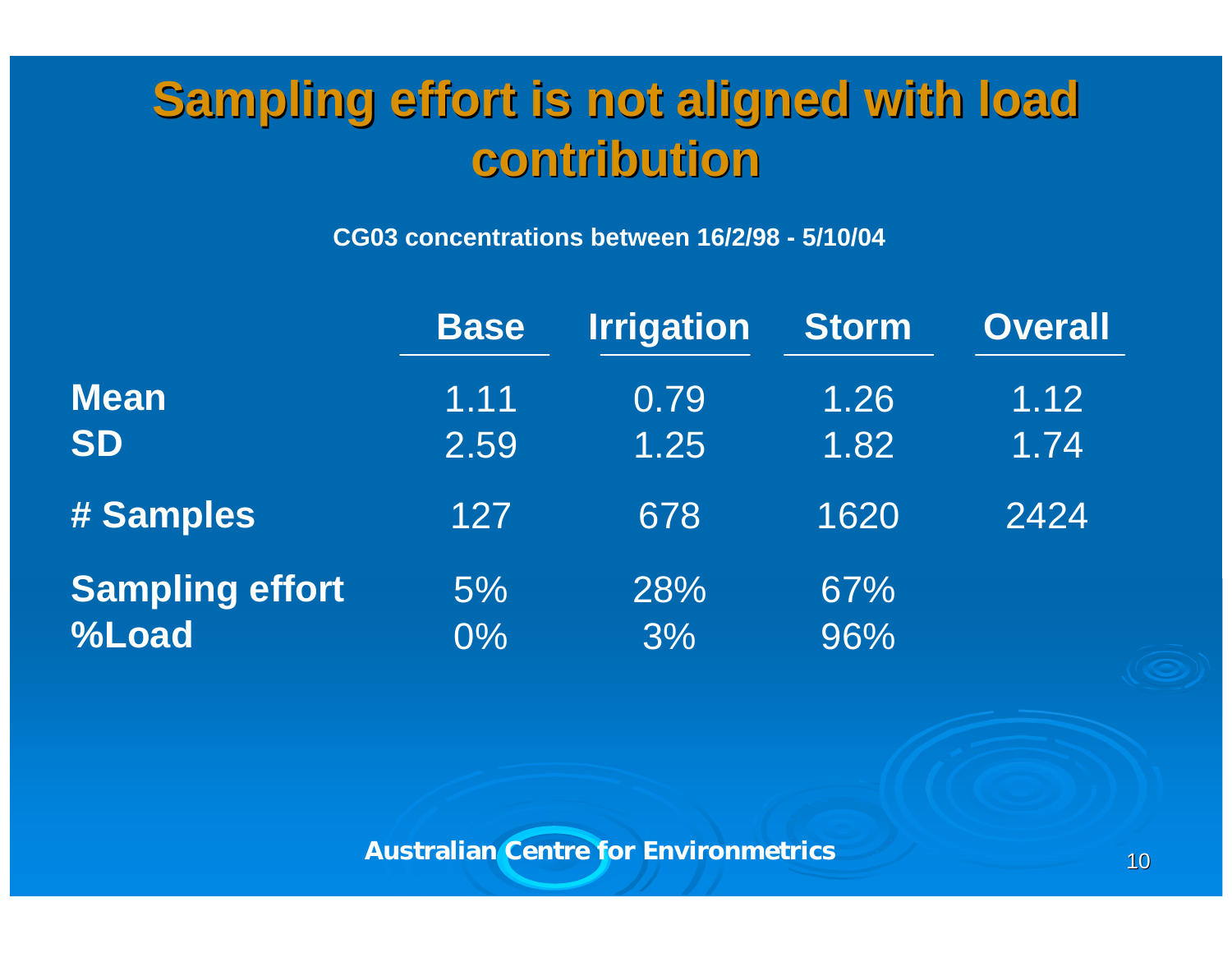# Sampling effort is not aligned with load contribution

**CG03 concentrations between 16/2/98 - 5/10/04**

| | Base | Irrigation | Storm | Overall |
|---|---|---|---|---|
| **Mean** | 1.11 | 0.79 | 1.26 | 1.12 |
| **SD** | 2.59 | 1.25 | 1.82 | 1.74 |
| **# Samples** | 127 | 678 | 1620 | 2424 |
| **Sampling effort** | 5% | 28% | 67% | |
| **%Load** | 0% | 3% | 96% | |

**Australian Centre for Environmetrics**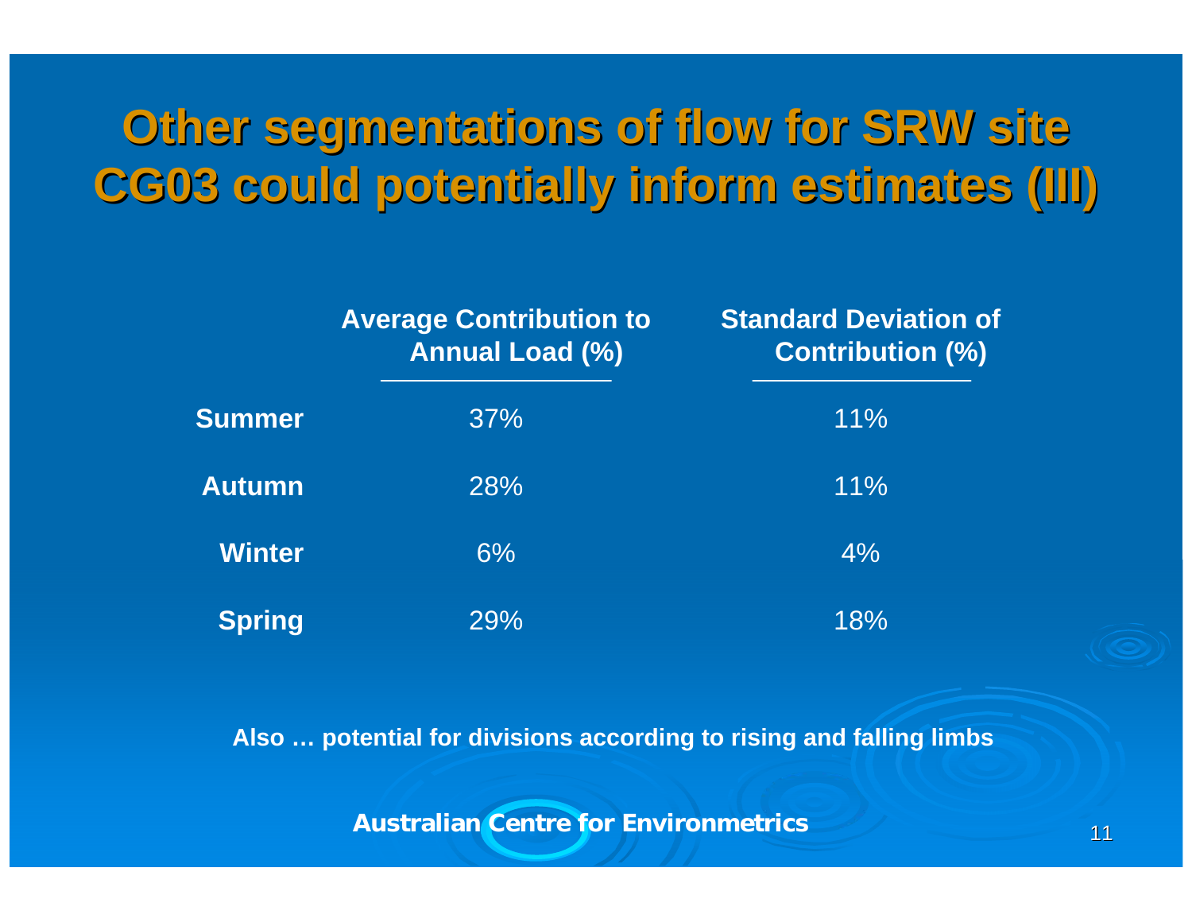# Other segmentations of flow for SRW site CG03 could potentially inform estimates (III)

| | Average Contribution to Annual Load (%) | Standard Deviation of Contribution (%) |
|---|---|---|
| **Summer** | 37% | 11% |
| **Autumn** | 28% | 11% |
| **Winter** | 6% | 4% |
| **Spring** | 29% | 18% |

**Also … potential for divisions according to rising and falling limbs**

**Australian Centre for Environmetrics**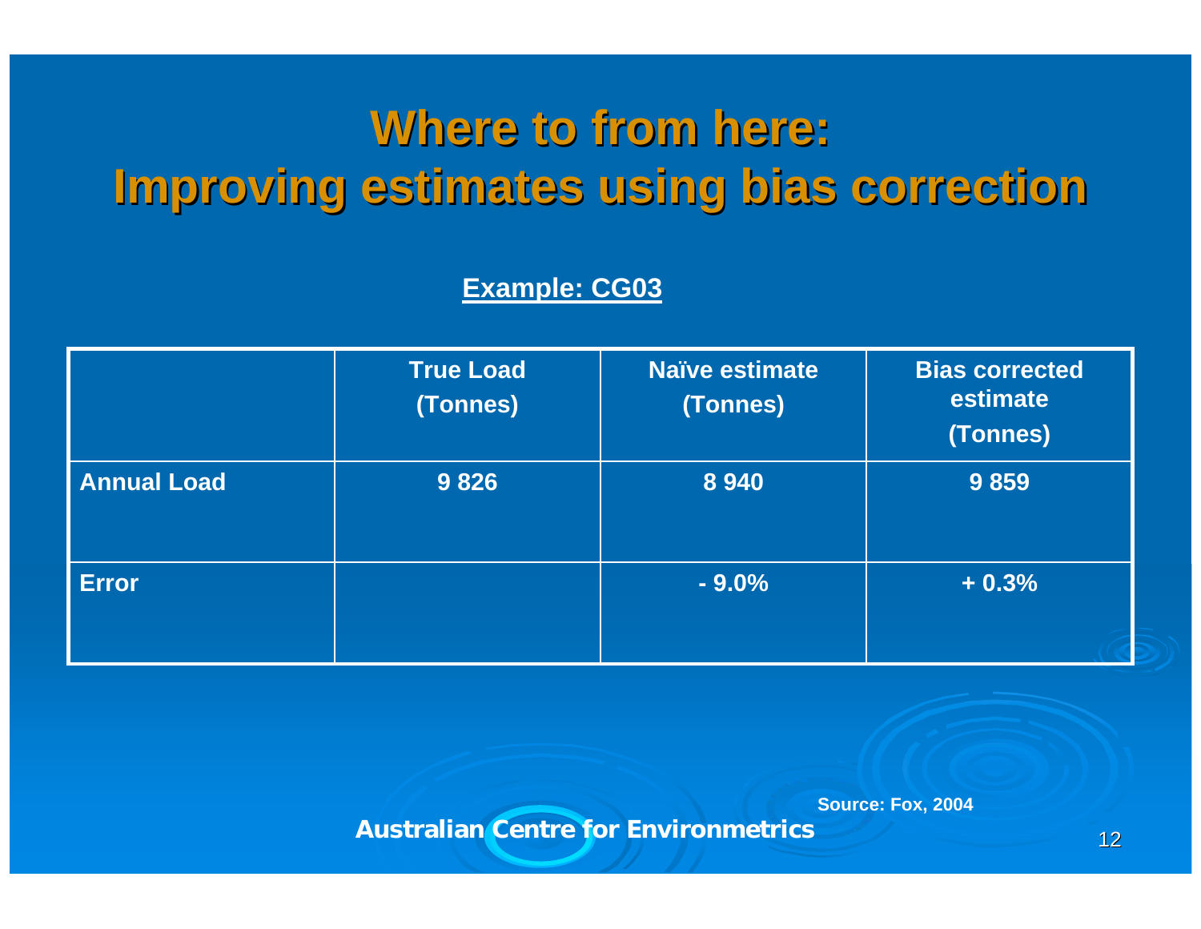# Where to from here: Improving estimates using bias correction

**Example: CG03**

| | True Load (Tonnes) | Naïve estimate (Tonnes) | Bias corrected estimate (Tonnes) |
|---|---|---|---|
| **Annual Load** | 9 826 | 8 940 | 9 859 |
| **Error** | | - 9.0% | + 0.3% |

Source: Fox, 2004

Australian Centre for Environmetrics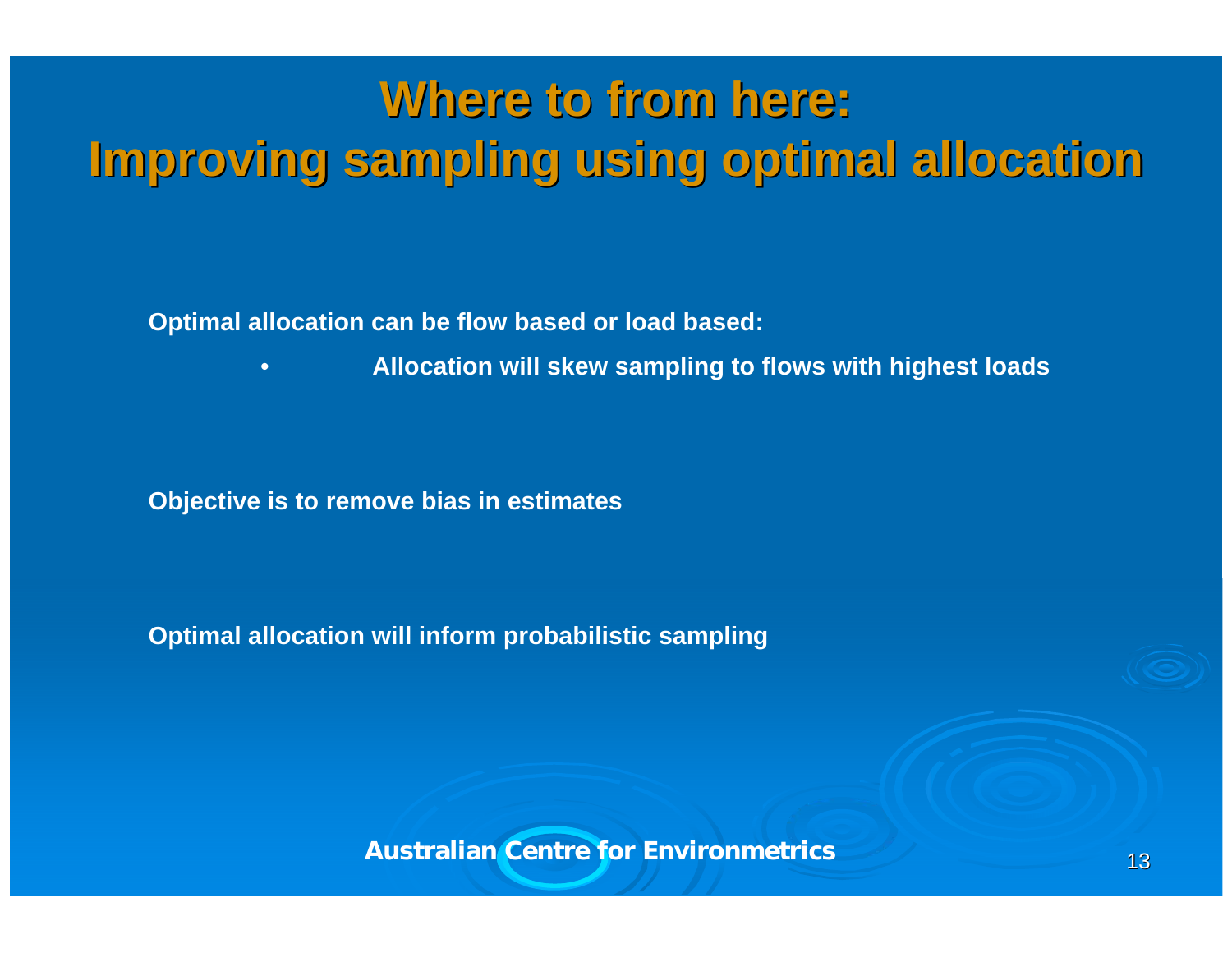# Where to from here: Improving sampling using optimal allocation

**Optimal allocation can be flow based or load based:**

- **Allocation will skew sampling to flows with highest loads**

**Objective is to remove bias in estimates**

**Optimal allocation will inform probabilistic sampling**

**Australian Centre for Environmetrics**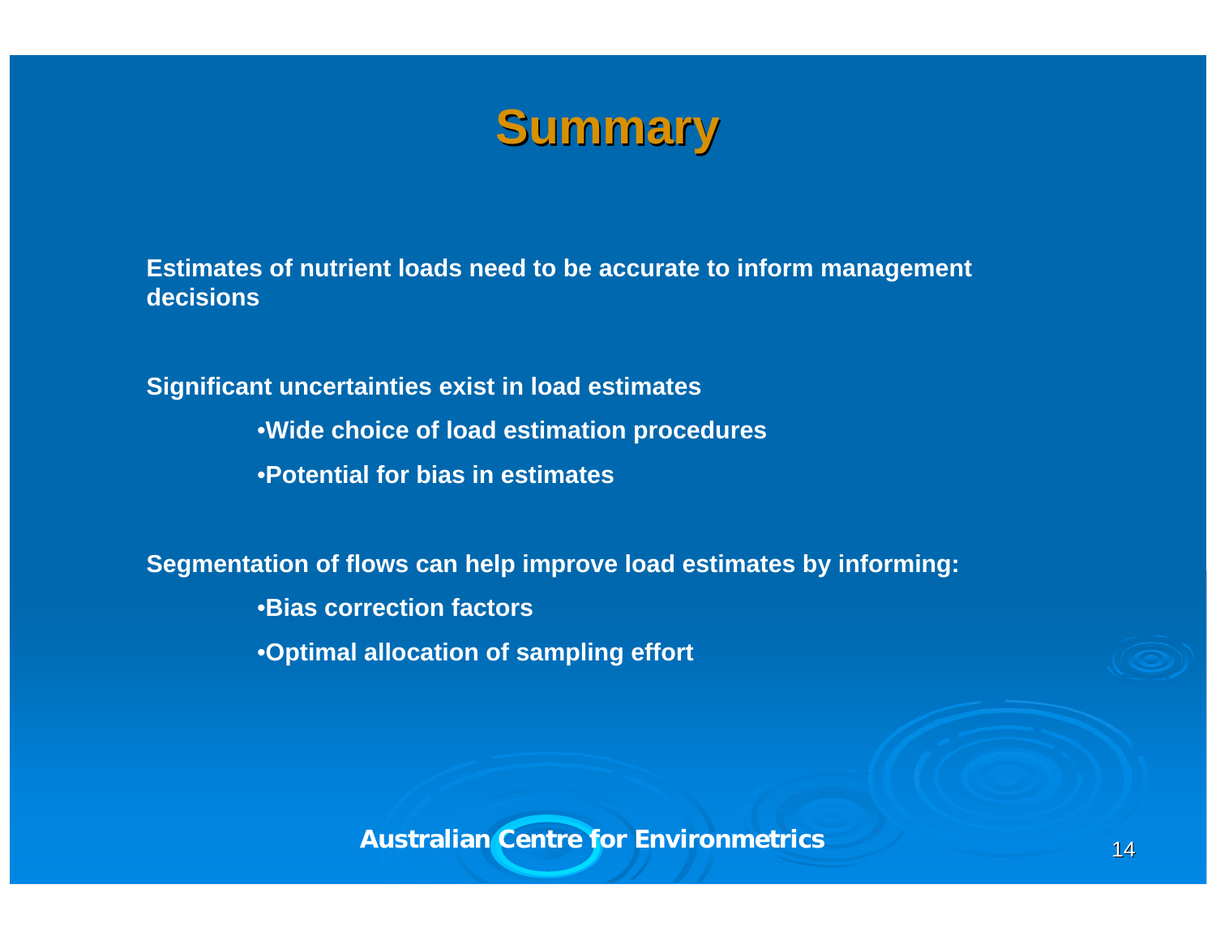# Summary

**Estimates of nutrient loads need to be accurate to inform management decisions**

**Significant uncertainties exist in load estimates**

- **Wide choice of load estimation procedures**
- **Potential for bias in estimates**

**Segmentation of flows can help improve load estimates by informing:**

- **Bias correction factors**
- **Optimal allocation of sampling effort**

**Australian Centre for Environmetrics**